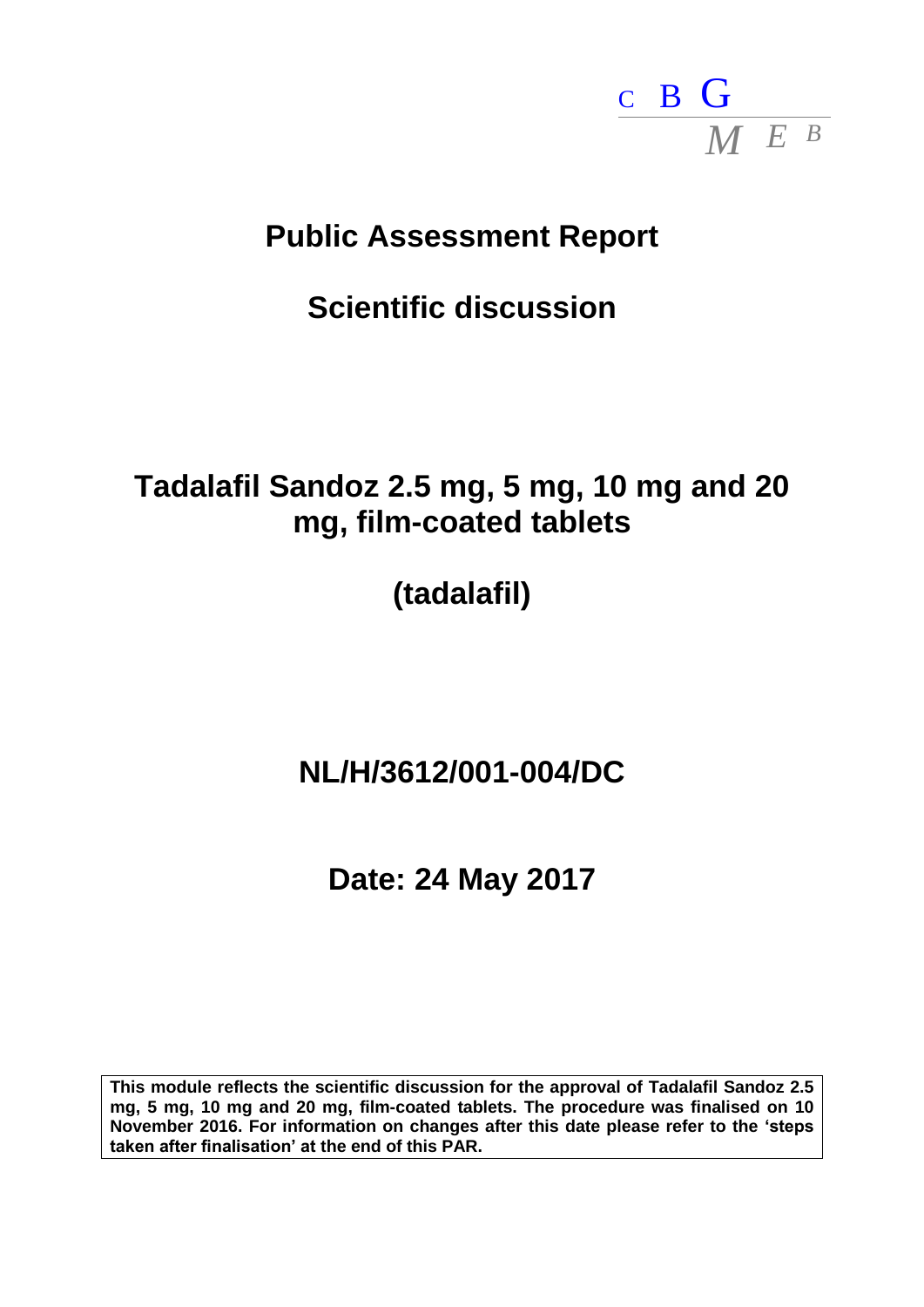C B G
M E B

# Public Assessment Report

## Scientific discussion

# Tadalafil Sandoz 2.5 mg, 5 mg, 10 mg and 20 mg, film-coated tablets

## (tadalafil)

## NL/H/3612/001-004/DC

## Date: 24 May 2017

**This module reflects the scientific discussion for the approval of Tadalafil Sandoz 2.5 mg, 5 mg, 10 mg and 20 mg, film-coated tablets. The procedure was finalised on 10 November 2016. For information on changes after this date please refer to the 'steps taken after finalisation' at the end of this PAR.**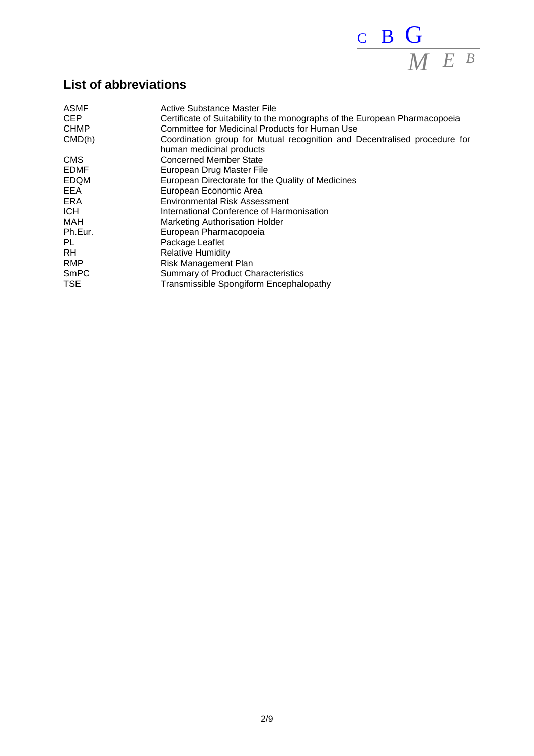## List of abbreviations

| | |
|---|---|
| ASMF | Active Substance Master File |
| CEP | Certificate of Suitability to the monographs of the European Pharmacopoeia |
| CHMP | Committee for Medicinal Products for Human Use |
| CMD(h) | Coordination group for Mutual recognition and Decentralised procedure for human medicinal products |
| CMS | Concerned Member State |
| EDMF | European Drug Master File |
| EDQM | European Directorate for the Quality of Medicines |
| EEA | European Economic Area |
| ERA | Environmental Risk Assessment |
| ICH | International Conference of Harmonisation |
| MAH | Marketing Authorisation Holder |
| Ph.Eur. | European Pharmacopoeia |
| PL | Package Leaflet |
| RH | Relative Humidity |
| RMP | Risk Management Plan |
| SmPC | Summary of Product Characteristics |
| TSE | Transmissible Spongiform Encephalopathy |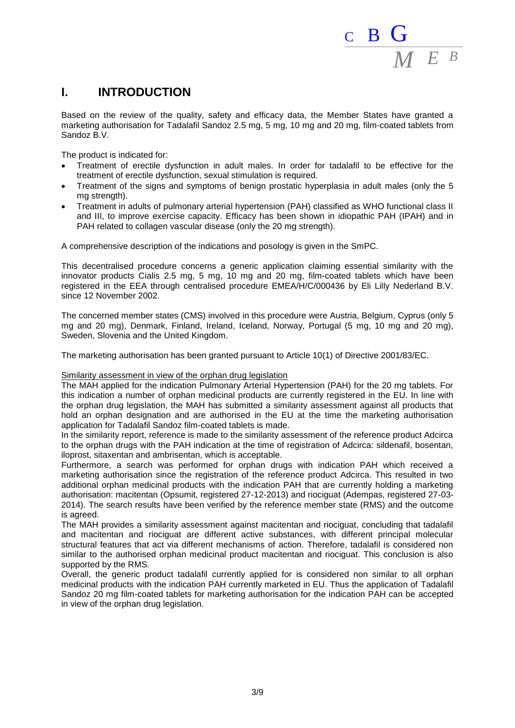# I. INTRODUCTION

Based on the review of the quality, safety and efficacy data, the Member States have granted a marketing authorisation for Tadalafil Sandoz 2.5 mg, 5 mg, 10 mg and 20 mg, film-coated tablets from Sandoz B.V.

The product is indicated for:

- Treatment of erectile dysfunction in adult males. In order for tadalafil to be effective for the treatment of erectile dysfunction, sexual stimulation is required.
- Treatment of the signs and symptoms of benign prostatic hyperplasia in adult males (only the 5 mg strength).
- Treatment in adults of pulmonary arterial hypertension (PAH) classified as WHO functional class II and III, to improve exercise capacity. Efficacy has been shown in idiopathic PAH (IPAH) and in PAH related to collagen vascular disease (only the 20 mg strength).

A comprehensive description of the indications and posology is given in the SmPC.

This decentralised procedure concerns a generic application claiming essential similarity with the innovator products Cialis 2.5 mg, 5 mg, 10 mg and 20 mg, film-coated tablets which have been registered in the EEA through centralised procedure EMEA/H/C/000436 by Eli Lilly Nederland B.V. since 12 November 2002.

The concerned member states (CMS) involved in this procedure were Austria, Belgium, Cyprus (only 5 mg and 20 mg), Denmark, Finland, Ireland, Iceland, Norway, Portugal (5 mg, 10 mg and 20 mg), Sweden, Slovenia and the United Kingdom.

The marketing authorisation has been granted pursuant to Article 10(1) of Directive 2001/83/EC.

Similarity assessment in view of the orphan drug legislation

The MAH applied for the indication Pulmonary Arterial Hypertension (PAH) for the 20 mg tablets. For this indication a number of orphan medicinal products are currently registered in the EU. In line with the orphan drug legislation, the MAH has submitted a similarity assessment against all products that hold an orphan designation and are authorised in the EU at the time the marketing authorisation application for Tadalafil Sandoz film-coated tablets is made.

In the similarity report, reference is made to the similarity assessment of the reference product Adcirca to the orphan drugs with the PAH indication at the time of registration of Adcirca: sildenafil, bosentan, iloprost, sitaxentan and ambrisentan, which is acceptable.

Furthermore, a search was performed for orphan drugs with indication PAH which received a marketing authorisation since the registration of the reference product Adcirca. This resulted in two additional orphan medicinal products with the indication PAH that are currently holding a marketing authorisation: macitentan (Opsumit, registered 27-12-2013) and riociguat (Adempas, registered 27-03-2014). The search results have been verified by the reference member state (RMS) and the outcome is agreed.

The MAH provides a similarity assessment against macitentan and riociguat, concluding that tadalafil and macitentan and riociguat are different active substances, with different principal molecular structural features that act via different mechanisms of action. Therefore, tadalafil is considered non similar to the authorised orphan medicinal product macitentan and riociguat. This conclusion is also supported by the RMS.

Overall, the generic product tadalafil currently applied for is considered non similar to all orphan medicinal products with the indication PAH currently marketed in EU. Thus the application of Tadalafil Sandoz 20 mg film-coated tablets for marketing authorisation for the indication PAH can be accepted in view of the orphan drug legislation.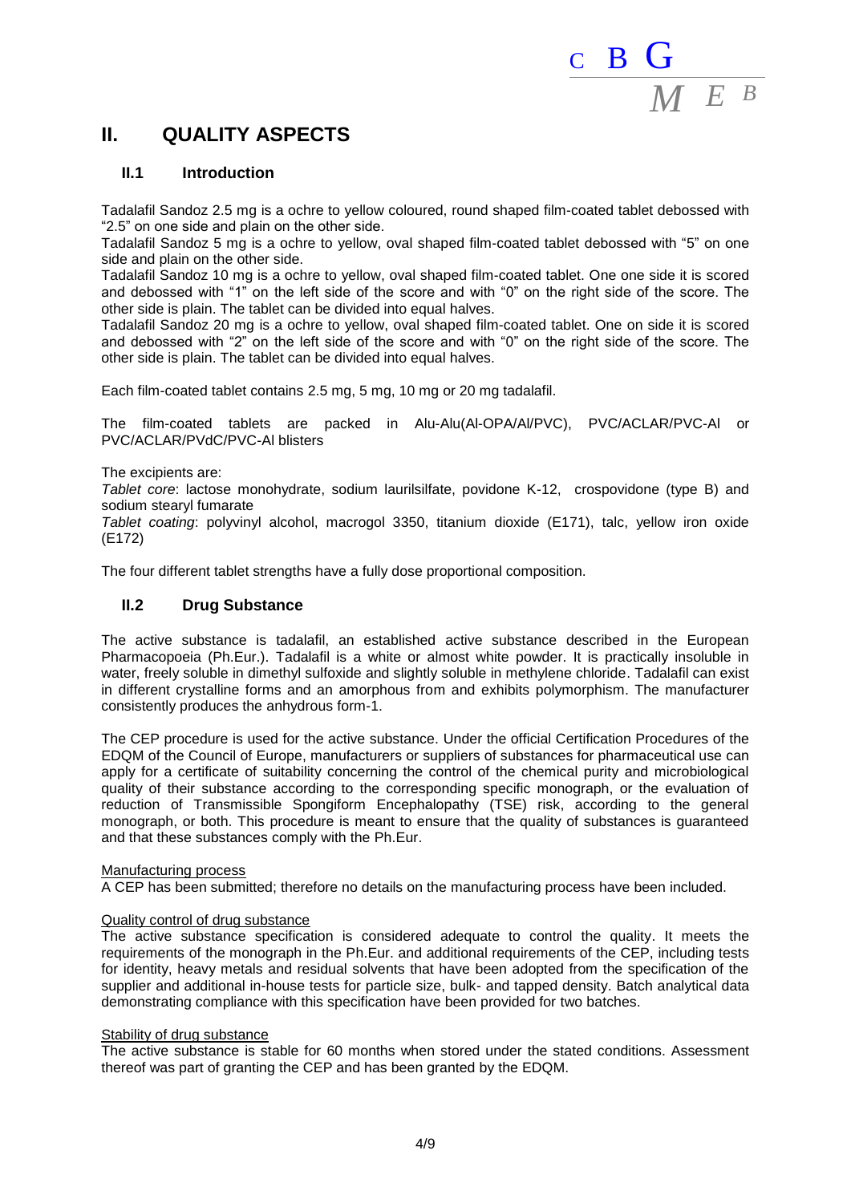## II. QUALITY ASPECTS

### II.1 Introduction

Tadalafil Sandoz 2.5 mg is a ochre to yellow coloured, round shaped film-coated tablet debossed with “2.5” on one side and plain on the other side.
Tadalafil Sandoz 5 mg is a ochre to yellow, oval shaped film-coated tablet debossed with “5” on one side and plain on the other side.
Tadalafil Sandoz 10 mg is a ochre to yellow, oval shaped film-coated tablet. One one side it is scored and debossed with “1” on the left side of the score and with “0” on the right side of the score. The other side is plain. The tablet can be divided into equal halves.
Tadalafil Sandoz 20 mg is a ochre to yellow, oval shaped film-coated tablet. One on side it is scored and debossed with “2” on the left side of the score and with “0” on the right side of the score. The other side is plain. The tablet can be divided into equal halves.

Each film-coated tablet contains 2.5 mg, 5 mg, 10 mg or 20 mg tadalafil.

The film-coated tablets are packed in Alu-Alu(Al-OPA/Al/PVC), PVC/ACLAR/PVC-Al or PVC/ACLAR/PVdC/PVC-Al blisters

The excipients are:
*Tablet core*: lactose monohydrate, sodium laurilsilfate, povidone K-12, crospovidone (type B) and sodium stearyl fumarate
*Tablet coating*: polyvinyl alcohol, macrogol 3350, titanium dioxide (E171), talc, yellow iron oxide (E172)

The four different tablet strengths have a fully dose proportional composition.

### II.2 Drug Substance

The active substance is tadalafil, an established active substance described in the European Pharmacopoeia (Ph.Eur.). Tadalafil is a white or almost white powder. It is practically insoluble in water, freely soluble in dimethyl sulfoxide and slightly soluble in methylene chloride. Tadalafil can exist in different crystalline forms and an amorphous from and exhibits polymorphism. The manufacturer consistently produces the anhydrous form-1.

The CEP procedure is used for the active substance. Under the official Certification Procedures of the EDQM of the Council of Europe, manufacturers or suppliers of substances for pharmaceutical use can apply for a certificate of suitability concerning the control of the chemical purity and microbiological quality of their substance according to the corresponding specific monograph, or the evaluation of reduction of Transmissible Spongiform Encephalopathy (TSE) risk, according to the general monograph, or both. This procedure is meant to ensure that the quality of substances is guaranteed and that these substances comply with the Ph.Eur.

Manufacturing process
A CEP has been submitted; therefore no details on the manufacturing process have been included.

Quality control of drug substance
The active substance specification is considered adequate to control the quality. It meets the requirements of the monograph in the Ph.Eur. and additional requirements of the CEP, including tests for identity, heavy metals and residual solvents that have been adopted from the specification of the supplier and additional in-house tests for particle size, bulk- and tapped density. Batch analytical data demonstrating compliance with this specification have been provided for two batches.

Stability of drug substance
The active substance is stable for 60 months when stored under the stated conditions. Assessment thereof was part of granting the CEP and has been granted by the EDQM.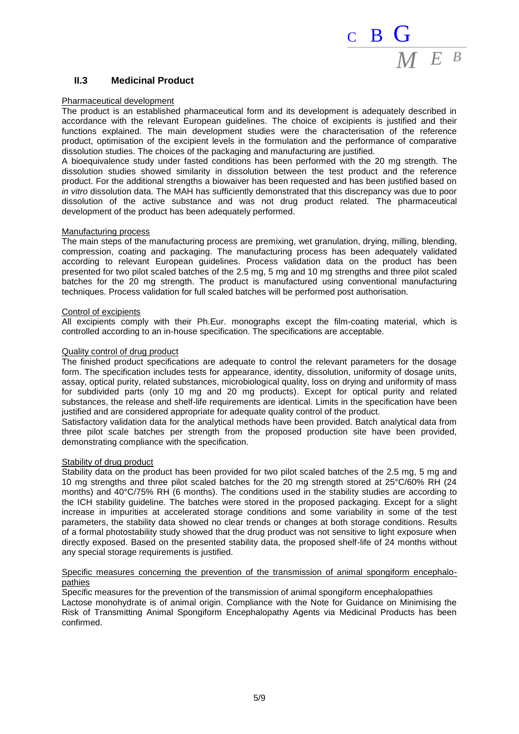### II.3 Medicinal Product

Pharmaceutical development

The product is an established pharmaceutical form and its development is adequately described in accordance with the relevant European guidelines. The choice of excipients is justified and their functions explained. The main development studies were the characterisation of the reference product, optimisation of the excipient levels in the formulation and the performance of comparative dissolution studies. The choices of the packaging and manufacturing are justified.

A bioequivalence study under fasted conditions has been performed with the 20 mg strength. The dissolution studies showed similarity in dissolution between the test product and the reference product. For the additional strengths a biowaiver has been requested and has been justified based on *in vitro* dissolution data. The MAH has sufficiently demonstrated that this discrepancy was due to poor dissolution of the active substance and was not drug product related. The pharmaceutical development of the product has been adequately performed.

Manufacturing process

The main steps of the manufacturing process are premixing, wet granulation, drying, milling, blending, compression, coating and packaging. The manufacturing process has been adequately validated according to relevant European guidelines. Process validation data on the product has been presented for two pilot scaled batches of the 2.5 mg, 5 mg and 10 mg strengths and three pilot scaled batches for the 20 mg strength. The product is manufactured using conventional manufacturing techniques. Process validation for full scaled batches will be performed post authorisation.

Control of excipients

All excipients comply with their Ph.Eur. monographs except the film-coating material, which is controlled according to an in-house specification. The specifications are acceptable.

Quality control of drug product

The finished product specifications are adequate to control the relevant parameters for the dosage form. The specification includes tests for appearance, identity, dissolution, uniformity of dosage units, assay, optical purity, related substances, microbiological quality, loss on drying and uniformity of mass for subdivided parts (only 10 mg and 20 mg products). Except for optical purity and related substances, the release and shelf-life requirements are identical. Limits in the specification have been justified and are considered appropriate for adequate quality control of the product.

Satisfactory validation data for the analytical methods have been provided. Batch analytical data from three pilot scale batches per strength from the proposed production site have been provided, demonstrating compliance with the specification.

Stability of drug product

Stability data on the product has been provided for two pilot scaled batches of the 2.5 mg, 5 mg and 10 mg strengths and three pilot scaled batches for the 20 mg strength stored at 25°C/60% RH (24 months) and 40°C/75% RH (6 months). The conditions used in the stability studies are according to the ICH stability guideline. The batches were stored in the proposed packaging. Except for a slight increase in impurities at accelerated storage conditions and some variability in some of the test parameters, the stability data showed no clear trends or changes at both storage conditions. Results of a formal photostability study showed that the drug product was not sensitive to light exposure when directly exposed. Based on the presented stability data, the proposed shelf-life of 24 months without any special storage requirements is justified.

Specific measures concerning the prevention of the transmission of animal spongiform encephalopathies

Specific measures for the prevention of the transmission of animal spongiform encephalopathies

Lactose monohydrate is of animal origin. Compliance with the Note for Guidance on Minimising the Risk of Transmitting Animal Spongiform Encephalopathy Agents via Medicinal Products has been confirmed.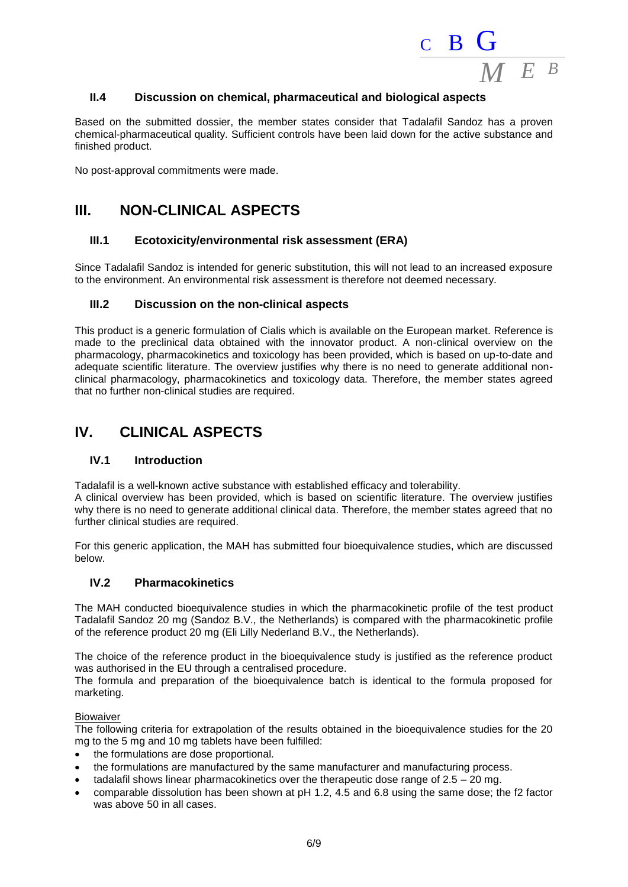### II.4 Discussion on chemical, pharmaceutical and biological aspects

Based on the submitted dossier, the member states consider that Tadalafil Sandoz has a proven chemical-pharmaceutical quality. Sufficient controls have been laid down for the active substance and finished product.

No post-approval commitments were made.

## III. NON-CLINICAL ASPECTS

### III.1 Ecotoxicity/environmental risk assessment (ERA)

Since Tadalafil Sandoz is intended for generic substitution, this will not lead to an increased exposure to the environment. An environmental risk assessment is therefore not deemed necessary.

### III.2 Discussion on the non-clinical aspects

This product is a generic formulation of Cialis which is available on the European market. Reference is made to the preclinical data obtained with the innovator product. A non-clinical overview on the pharmacology, pharmacokinetics and toxicology has been provided, which is based on up-to-date and adequate scientific literature. The overview justifies why there is no need to generate additional non-clinical pharmacology, pharmacokinetics and toxicology data. Therefore, the member states agreed that no further non-clinical studies are required.

## IV. CLINICAL ASPECTS

### IV.1 Introduction

Tadalafil is a well-known active substance with established efficacy and tolerability.
A clinical overview has been provided, which is based on scientific literature. The overview justifies why there is no need to generate additional clinical data. Therefore, the member states agreed that no further clinical studies are required.

For this generic application, the MAH has submitted four bioequivalence studies, which are discussed below.

### IV.2 Pharmacokinetics

The MAH conducted bioequivalence studies in which the pharmacokinetic profile of the test product Tadalafil Sandoz 20 mg (Sandoz B.V., the Netherlands) is compared with the pharmacokinetic profile of the reference product 20 mg (Eli Lilly Nederland B.V., the Netherlands).

The choice of the reference product in the bioequivalence study is justified as the reference product was authorised in the EU through a centralised procedure.
The formula and preparation of the bioequivalence batch is identical to the formula proposed for marketing.

Biowaiver
The following criteria for extrapolation of the results obtained in the bioequivalence studies for the 20 mg to the 5 mg and 10 mg tablets have been fulfilled:

- the formulations are dose proportional.
- the formulations are manufactured by the same manufacturer and manufacturing process.
- tadalafil shows linear pharmacokinetics over the therapeutic dose range of 2.5 – 20 mg.
- comparable dissolution has been shown at pH 1.2, 4.5 and 6.8 using the same dose; the f2 factor was above 50 in all cases.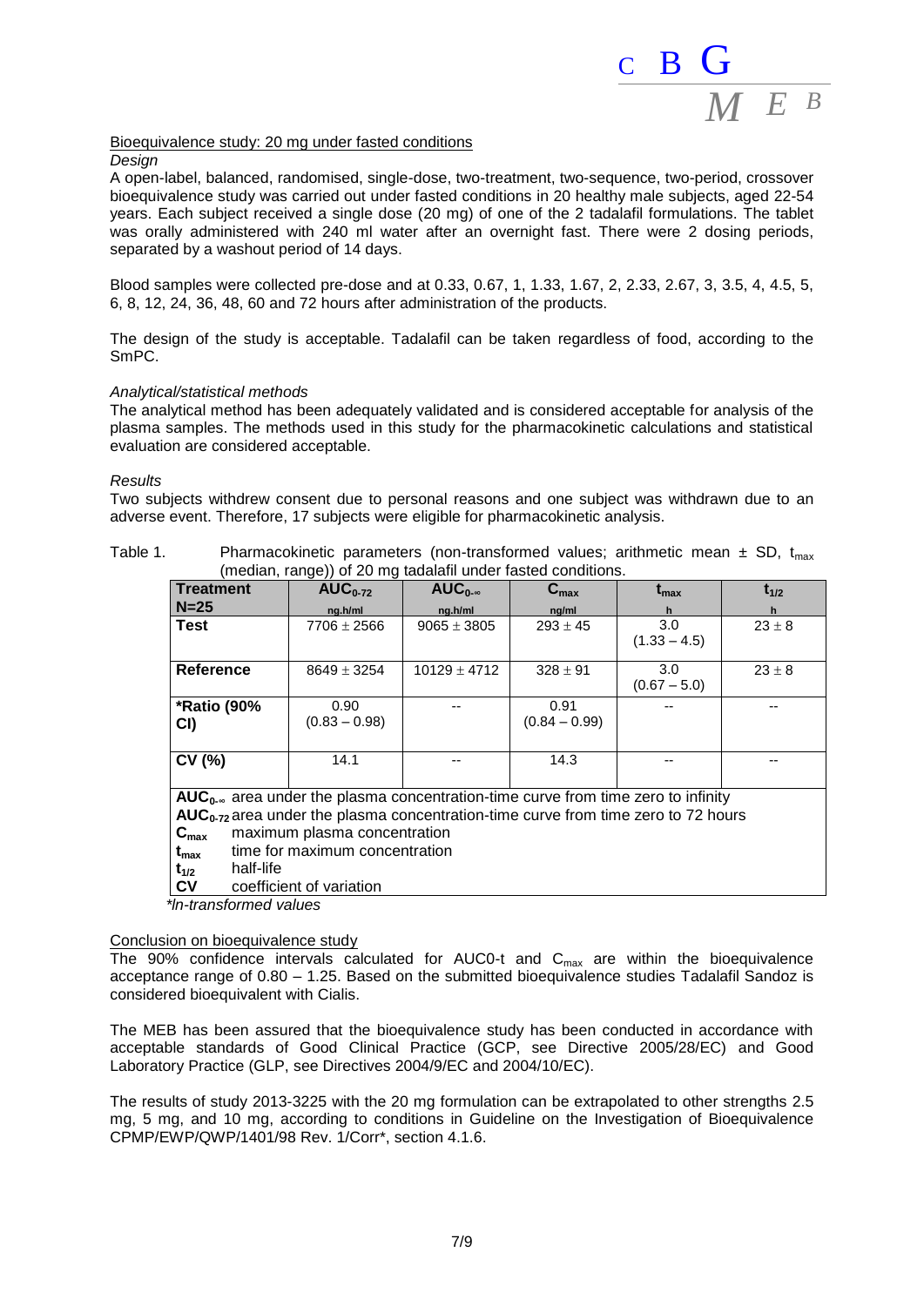Bioequivalence study: 20 mg under fasted conditions

*Design*

A open-label, balanced, randomised, single-dose, two-treatment, two-sequence, two-period, crossover bioequivalence study was carried out under fasted conditions in 20 healthy male subjects, aged 22-54 years. Each subject received a single dose (20 mg) of one of the 2 tadalafil formulations. The tablet was orally administered with 240 ml water after an overnight fast. There were 2 dosing periods, separated by a washout period of 14 days.

Blood samples were collected pre-dose and at 0.33, 0.67, 1, 1.33, 1.67, 2, 2.33, 2.67, 3, 3.5, 4, 4.5, 5, 6, 8, 12, 24, 36, 48, 60 and 72 hours after administration of the products.

The design of the study is acceptable. Tadalafil can be taken regardless of food, according to the SmPC.

*Analytical/statistical methods*

The analytical method has been adequately validated and is considered acceptable for analysis of the plasma samples. The methods used in this study for the pharmacokinetic calculations and statistical evaluation are considered acceptable.

*Results*

Two subjects withdrew consent due to personal reasons and one subject was withdrawn due to an adverse event. Therefore, 17 subjects were eligible for pharmacokinetic analysis.

Table 1. Pharmacokinetic parameters (non-transformed values; arithmetic mean ± SD, $t_{max}$ (median, range)) of 20 mg tadalafil under fasted conditions.

| Treatment N=25 | $AUC_{0-72}$ ng.h/ml | $AUC_{0-\infty}$ ng.h/ml | $C_{max}$ ng/ml | $t_{max}$ h | $t_{1/2}$ h |
|---|---|---|---|---|---|
| **Test** | 7706 ± 2566 | 9065 ± 3805 | 293 ± 45 | 3.0 (1.33 – 4.5) | 23 ± 8 |
| **Reference** | 8649 ± 3254 | 10129 ± 4712 | 328 ± 91 | 3.0 (0.67 – 5.0) | 23 ± 8 |
| **\*Ratio (90% CI)** | 0.90 (0.83 – 0.98) | -- | 0.91 (0.84 – 0.99) | -- | -- |
| **CV (%)** | 14.1 | -- | 14.3 | -- | -- |

$AUC_{0-\infty}$ area under the plasma concentration-time curve from time zero to infinity
$AUC_{0-72}$ area under the plasma concentration-time curve from time zero to 72 hours
$C_{max}$ maximum plasma concentration
$t_{max}$ time for maximum concentration
$t_{1/2}$ half-life
**CV** coefficient of variation

*\*ln-transformed values*

Conclusion on bioequivalence study

The 90% confidence intervals calculated for AUC0-t and $C_{max}$ are within the bioequivalence acceptance range of 0.80 – 1.25. Based on the submitted bioequivalence studies Tadalafil Sandoz is considered bioequivalent with Cialis.

The MEB has been assured that the bioequivalence study has been conducted in accordance with acceptable standards of Good Clinical Practice (GCP, see Directive 2005/28/EC) and Good Laboratory Practice (GLP, see Directives 2004/9/EC and 2004/10/EC).

The results of study 2013-3225 with the 20 mg formulation can be extrapolated to other strengths 2.5 mg, 5 mg, and 10 mg, according to conditions in Guideline on the Investigation of Bioequivalence CPMP/EWP/QWP/1401/98 Rev. 1/Corr\*, section 4.1.6.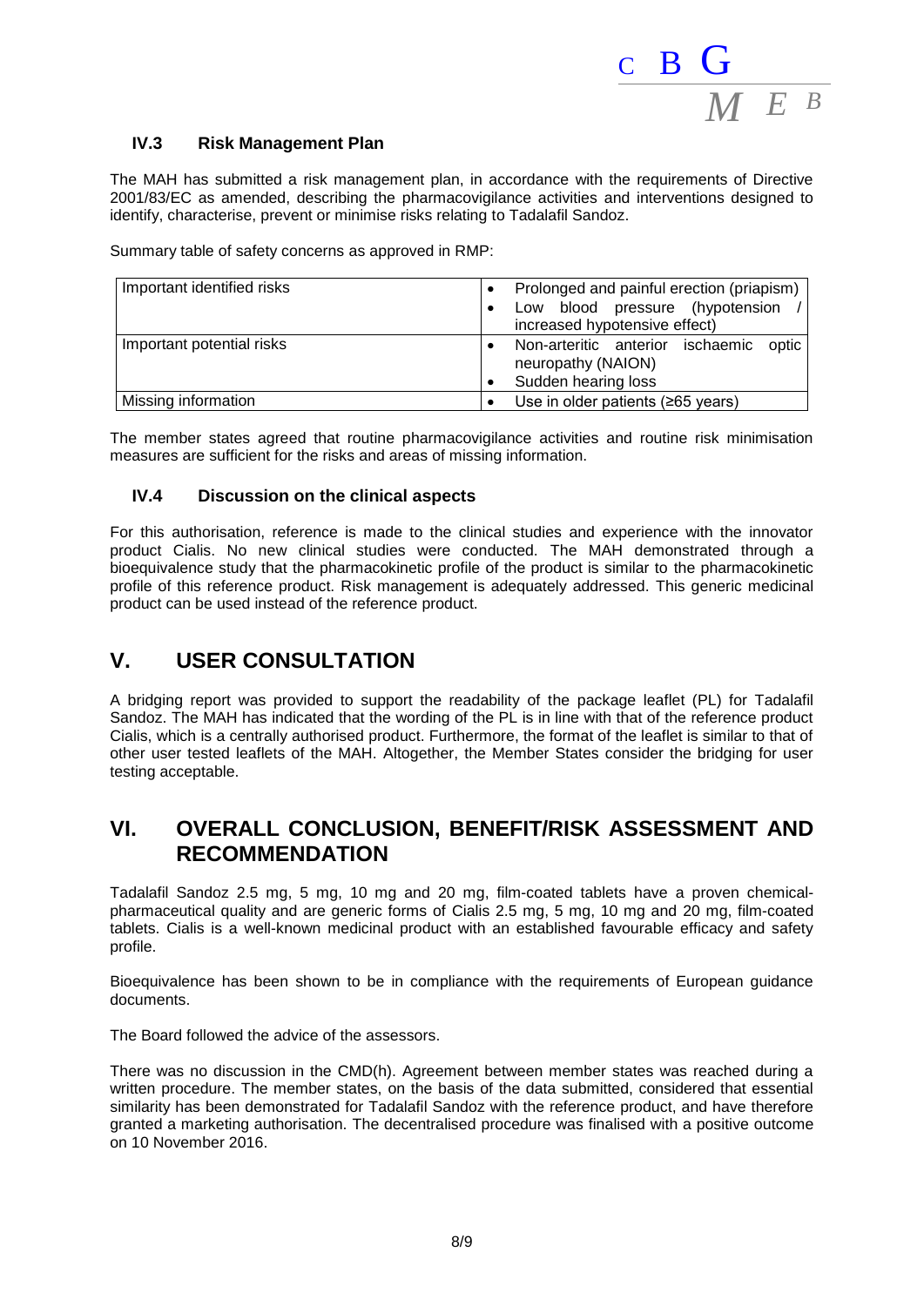### IV.3 Risk Management Plan

The MAH has submitted a risk management plan, in accordance with the requirements of Directive 2001/83/EC as amended, describing the pharmacovigilance activities and interventions designed to identify, characterise, prevent or minimise risks relating to Tadalafil Sandoz.

Summary table of safety concerns as approved in RMP:

| | |
|---|---|
| Important identified risks | • Prolonged and painful erection (priapism)<br>• Low blood pressure (hypotension / increased hypotensive effect) |
| Important potential risks | • Non-arteritic anterior ischaemic optic neuropathy (NAION)<br>• Sudden hearing loss |
| Missing information | • Use in older patients (≥65 years) |

The member states agreed that routine pharmacovigilance activities and routine risk minimisation measures are sufficient for the risks and areas of missing information.

### IV.4 Discussion on the clinical aspects

For this authorisation, reference is made to the clinical studies and experience with the innovator product Cialis. No new clinical studies were conducted. The MAH demonstrated through a bioequivalence study that the pharmacokinetic profile of the product is similar to the pharmacokinetic profile of this reference product. Risk management is adequately addressed. This generic medicinal product can be used instead of the reference product.

## V. USER CONSULTATION

A bridging report was provided to support the readability of the package leaflet (PL) for Tadalafil Sandoz. The MAH has indicated that the wording of the PL is in line with that of the reference product Cialis, which is a centrally authorised product. Furthermore, the format of the leaflet is similar to that of other user tested leaflets of the MAH. Altogether, the Member States consider the bridging for user testing acceptable.

## VI. OVERALL CONCLUSION, BENEFIT/RISK ASSESSMENT AND RECOMMENDATION

Tadalafil Sandoz 2.5 mg, 5 mg, 10 mg and 20 mg, film-coated tablets have a proven chemical-pharmaceutical quality and are generic forms of Cialis 2.5 mg, 5 mg, 10 mg and 20 mg, film-coated tablets. Cialis is a well-known medicinal product with an established favourable efficacy and safety profile.

Bioequivalence has been shown to be in compliance with the requirements of European guidance documents.

The Board followed the advice of the assessors.

There was no discussion in the CMD(h). Agreement between member states was reached during a written procedure. The member states, on the basis of the data submitted, considered that essential similarity has been demonstrated for Tadalafil Sandoz with the reference product, and have therefore granted a marketing authorisation. The decentralised procedure was finalised with a positive outcome on 10 November 2016.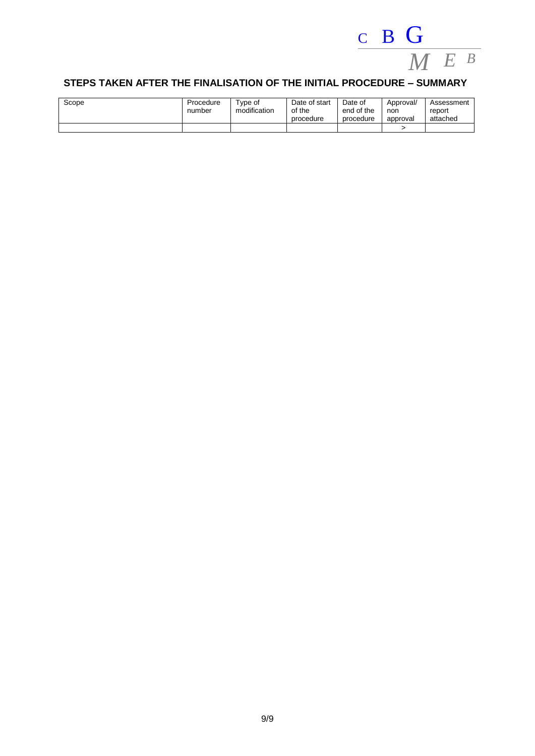## STEPS TAKEN AFTER THE FINALISATION OF THE INITIAL PROCEDURE – SUMMARY

| Scope | Procedure number | Type of modification | Date of start of the procedure | Date of end of the procedure | Approval/ non approval | Assessment report attached |
|---|---|---|---|---|---|---|
| | | | | | > | |